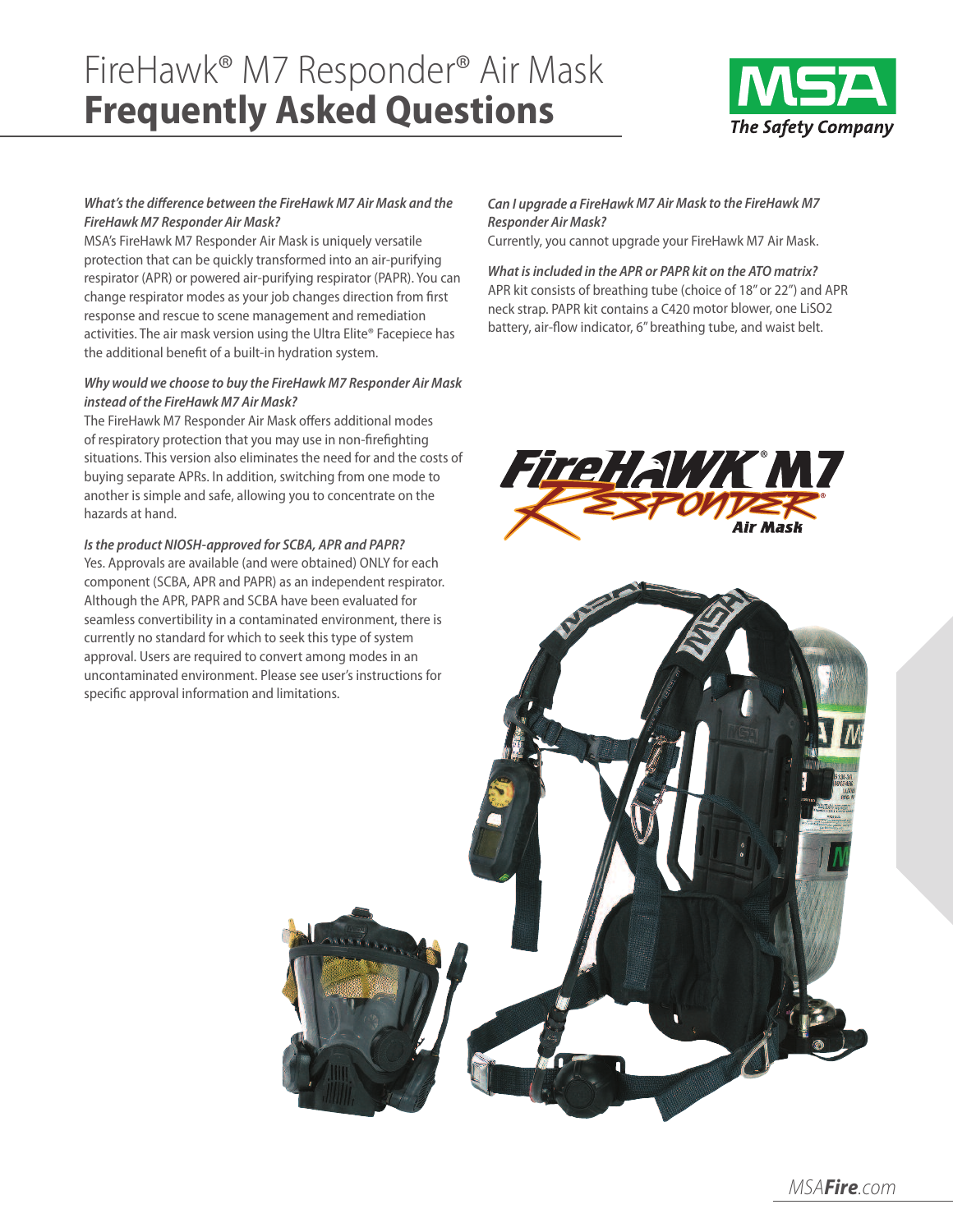# FireHawk® M7 Responder® Air Mask
# **Frequently Asked Questions**

***What's the difference between the FireHawk M7 Air Mask and the FireHawk M7 Responder Air Mask?***

MSA's FireHawk M7 Responder Air Mask is uniquely versatile protection that can be quickly transformed into an air-purifying respirator (APR) or powered air-purifying respirator (PAPR). You can change respirator modes as your job changes direction from first response and rescue to scene management and remediation activities. The air mask version using the Ultra Elite® Facepiece has the additional benefit of a built-in hydration system.

***Why would we choose to buy the FireHawk M7 Responder Air Mask instead of the FireHawk M7 Air Mask?***

The FireHawk M7 Responder Air Mask offers additional modes of respiratory protection that you may use in non-firefighting situations. This version also eliminates the need for and the costs of buying separate APRs. In addition, switching from one mode to another is simple and safe, allowing you to concentrate on the hazards at hand.

***Is the product NIOSH-approved for SCBA, APR and PAPR?***

Yes. Approvals are available (and were obtained) ONLY for each component (SCBA, APR and PAPR) as an independent respirator. Although the APR, PAPR and SCBA have been evaluated for seamless convertibility in a contaminated environment, there is currently no standard for which to seek this type of system approval. Users are required to convert among modes in an uncontaminated environment. Please see user's instructions for specific approval information and limitations.

***Can I upgrade a FireHawk M7 Air Mask to the FireHawk M7 Responder Air Mask?***

Currently, you cannot upgrade your FireHawk M7 Air Mask.

***What is included in the APR or PAPR kit on the ATO matrix?***

APR kit consists of breathing tube (choice of 18" or 22") and APR neck strap. PAPR kit contains a C420 motor blower, one $LiSO_2$ battery, air-flow indicator, 6" breathing tube, and waist belt.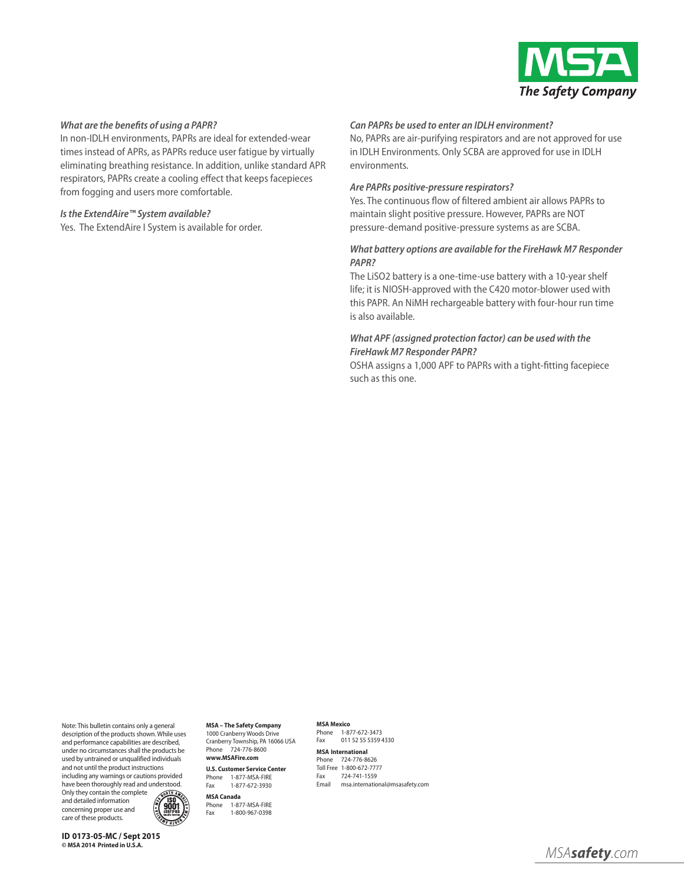MSA
The Safety Company

***What are the benefits of using a PAPR?***

In non-IDLH environments, PAPRs are ideal for extended-wear times instead of APRs, as PAPRs reduce user fatigue by virtually eliminating breathing resistance. In addition, unlike standard APR respirators, PAPRs create a cooling effect that keeps facepieces from fogging and users more comfortable.

***Is the ExtendAire™ System available?***

Yes. The ExtendAire I System is available for order.

***Can PAPRs be used to enter an IDLH environment?***

No, PAPRs are air-purifying respirators and are not approved for use in IDLH Environments. Only SCBA are approved for use in IDLH environments.

***Are PAPRs positive-pressure respirators?***

Yes. The continuous flow of filtered ambient air allows PAPRs to maintain slight positive pressure. However, PAPRs are NOT pressure-demand positive-pressure systems as are SCBA.

***What battery options are available for the FireHawk M7 Responder PAPR?***

The LiSO2 battery is a one-time-use battery with a 10-year shelf life; it is NIOSH-approved with the C420 motor-blower used with this PAPR. An NiMH rechargeable battery with four-hour run time is also available.

***What APF (assigned protection factor) can be used with the FireHawk M7 Responder PAPR?***

OSHA assigns a 1,000 APF to PAPRs with a tight-fitting facepiece such as this one.

Note: This bulletin contains only a general description of the products shown. While uses and performance capabilities are described, under no circumstances shall the products be used by untrained or unqualified individuals and not until the product instructions including any warnings or cautions provided have been thoroughly read and understood. Only they contain the complete and detailed information concerning proper use and care of these products.

**ID 0173-05-MC / Sept 2015**
**© MSA 2014 Printed in U.S.A.**

**MSA – The Safety Company**
1000 Cranberry Woods Drive
Cranberry Township, PA 16066 USA
Phone 724-776-8600
**www.MSAFire.com**

**U.S. Customer Service Center**
Phone 1-877-MSA-FIRE
Fax 1-877-672-3930

**MSA Canada**
Phone 1-877-MSA-FIRE
Fax 1-800-967-0398

**MSA Mexico**
Phone 1-877-672-3473
Fax 011 52 55 5359 4330

**MSA International**
Phone 724-776-8626
Toll Free 1-800-672-7777
Fax 724-741-1559
Email msa.international@msasafety.com

MSA*safety*.com